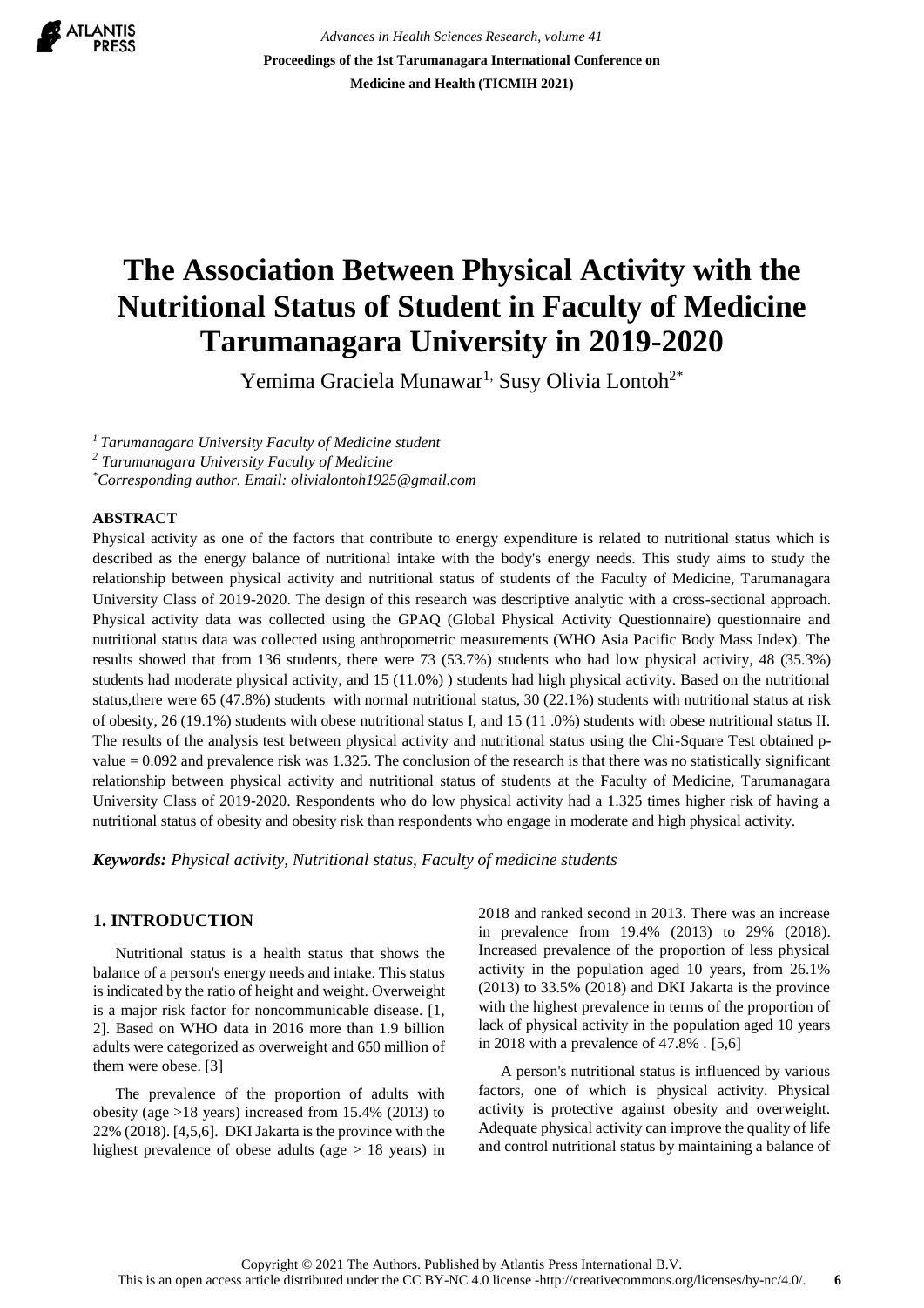# The Association Between Physical Activity with the Nutritional Status of Student in Faculty of Medicine Tarumanagara University in 2019-2020

Yemima Graciela Munawar[1], Susy Olivia Lontoh[2*]

[1] *Tarumanagara University Faculty of Medicine student*
[2] *Tarumanagara University Faculty of Medicine*
[*] *Corresponding author. Email: olivialontoh1925@gmail.com*

## ABSTRACT

Physical activity as one of the factors that contribute to energy expenditure is related to nutritional status which is described as the energy balance of nutritional intake with the body's energy needs. This study aims to study the relationship between physical activity and nutritional status of students of the Faculty of Medicine, Tarumanagara University Class of 2019-2020. The design of this research was descriptive analytic with a cross-sectional approach. Physical activity data was collected using the GPAQ (Global Physical Activity Questionnaire) questionnaire and nutritional status data was collected using anthropometric measurements (WHO Asia Pacific Body Mass Index). The results showed that from 136 students, there were 73 (53.7%) students who had low physical activity, 48 (35.3%) students had moderate physical activity, and 15 (11.0%) ) students had high physical activity. Based on the nutritional status,there were 65 (47.8%) students with normal nutritional status, 30 (22.1%) students with nutritional status at risk of obesity, 26 (19.1%) students with obese nutritional status I, and 15 (11 .0%) students with obese nutritional status II. The results of the analysis test between physical activity and nutritional status using the Chi-Square Test obtained p-value = 0.092 and prevalence risk was 1.325. The conclusion of the research is that there was no statistically significant relationship between physical activity and nutritional status of students at the Faculty of Medicine, Tarumanagara University Class of 2019-2020. Respondents who do low physical activity had a 1.325 times higher risk of having a nutritional status of obesity and obesity risk than respondents who engage in moderate and high physical activity.

***Keywords:*** *Physical activity, Nutritional status, Faculty of medicine students*

## 1. INTRODUCTION

Nutritional status is a health status that shows the balance of a person's energy needs and intake. This status is indicated by the ratio of height and weight. Overweight is a major risk factor for noncommunicable disease. [1, 2]. Based on WHO data in 2016 more than 1.9 billion adults were categorized as overweight and 650 million of them were obese. [3]

The prevalence of the proportion of adults with obesity (age >18 years) increased from 15.4% (2013) to 22% (2018). [4,5,6]. DKI Jakarta is the province with the highest prevalence of obese adults (age > 18 years) in 2018 and ranked second in 2013. There was an increase in prevalence from 19.4% (2013) to 29% (2018). Increased prevalence of the proportion of less physical activity in the population aged 10 years, from 26.1% (2013) to 33.5% (2018) and DKI Jakarta is the province with the highest prevalence in terms of the proportion of lack of physical activity in the population aged 10 years in 2018 with a prevalence of 47.8% . [5,6]

A person's nutritional status is influenced by various factors, one of which is physical activity. Physical activity is protective against obesity and overweight. Adequate physical activity can improve the quality of life and control nutritional status by maintaining a balance of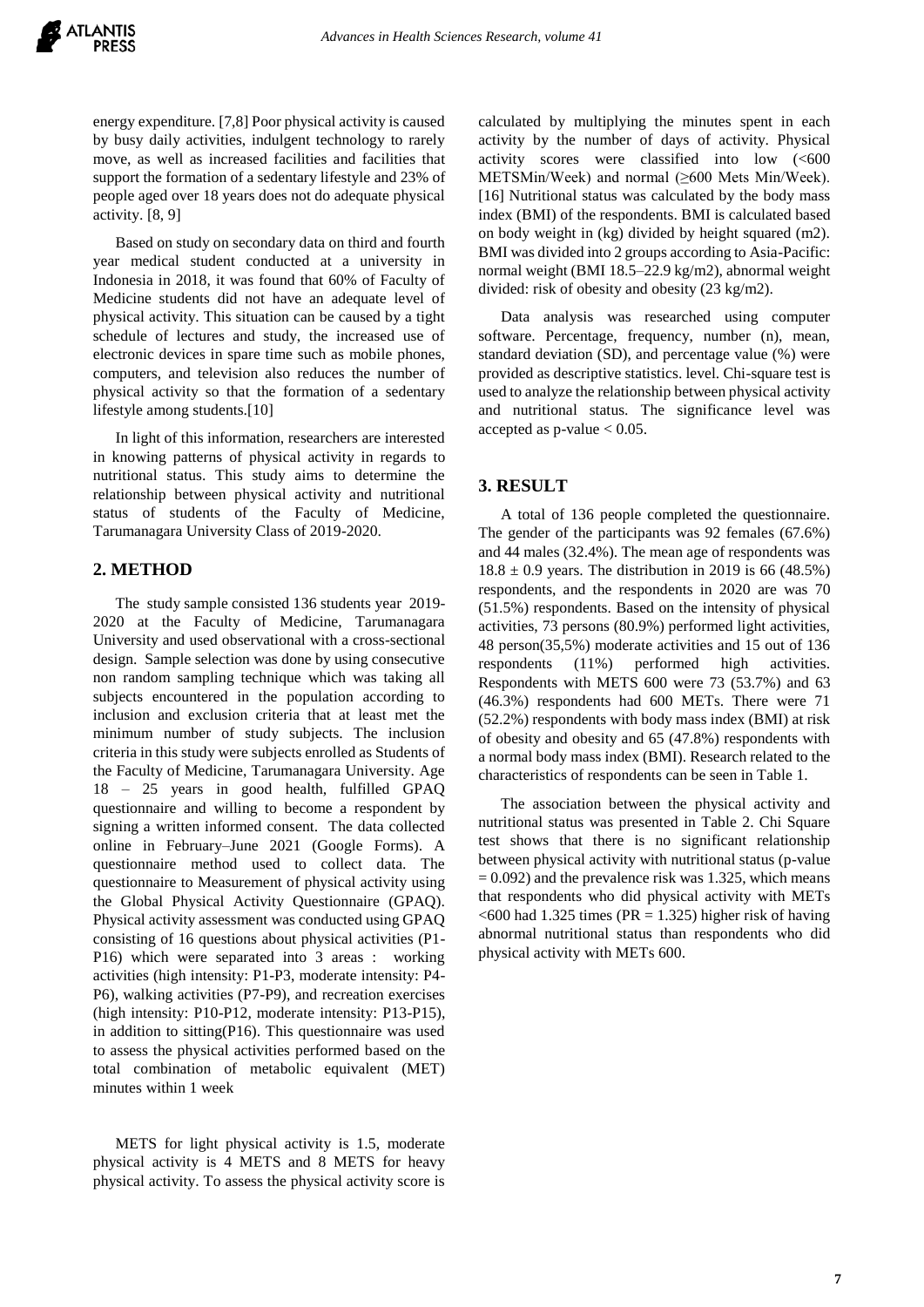energy expenditure. [7,8] Poor physical activity is caused by busy daily activities, indulgent technology to rarely move, as well as increased facilities and facilities that support the formation of a sedentary lifestyle and 23% of people aged over 18 years does not do adequate physical activity. [8, 9]

Based on study on secondary data on third and fourth year medical student conducted at a university in Indonesia in 2018, it was found that 60% of Faculty of Medicine students did not have an adequate level of physical activity. This situation can be caused by a tight schedule of lectures and study, the increased use of electronic devices in spare time such as mobile phones, computers, and television also reduces the number of physical activity so that the formation of a sedentary lifestyle among students.[10]

In light of this information, researchers are interested in knowing patterns of physical activity in regards to nutritional status. This study aims to determine the relationship between physical activity and nutritional status of students of the Faculty of Medicine, Tarumanagara University Class of 2019-2020.

## 2. METHOD

The study sample consisted 136 students year 2019-2020 at the Faculty of Medicine, Tarumanagara University and used observational with a cross-sectional design. Sample selection was done by using consecutive non random sampling technique which was taking all subjects encountered in the population according to inclusion and exclusion criteria that at least met the minimum number of study subjects. The inclusion criteria in this study were subjects enrolled as Students of the Faculty of Medicine, Tarumanagara University. Age 18 – 25 years in good health, fulfilled GPAQ questionnaire and willing to become a respondent by signing a written informed consent. The data collected online in February–June 2021 (Google Forms). A questionnaire method used to collect data. The questionnaire to Measurement of physical activity using the Global Physical Activity Questionnaire (GPAQ). Physical activity assessment was conducted using GPAQ consisting of 16 questions about physical activities (P1-P16) which were separated into 3 areas : working activities (high intensity: P1-P3, moderate intensity: P4-P6), walking activities (P7-P9), and recreation exercises (high intensity: P10-P12, moderate intensity: P13-P15), in addition to sitting(P16). This questionnaire was used to assess the physical activities performed based on the total combination of metabolic equivalent (MET) minutes within 1 week

METS for light physical activity is 1.5, moderate physical activity is 4 METS and 8 METS for heavy physical activity. To assess the physical activity score is calculated by multiplying the minutes spent in each activity by the number of days of activity. Physical activity scores were classified into low (<600 METSMin/Week) and normal (≥600 Mets Min/Week). [16] Nutritional status was calculated by the body mass index (BMI) of the respondents. BMI is calculated based on body weight in (kg) divided by height squared (m2). BMI was divided into 2 groups according to Asia-Pacific: normal weight (BMI 18.5–22.9 kg/m2), abnormal weight divided: risk of obesity and obesity (23 kg/m2).

Data analysis was researched using computer software. Percentage, frequency, number (n), mean, standard deviation (SD), and percentage value (%) were provided as descriptive statistics. level. Chi-square test is used to analyze the relationship between physical activity and nutritional status. The significance level was accepted as p-value < 0.05.

## 3. RESULT

A total of 136 people completed the questionnaire. The gender of the participants was 92 females (67.6%) and 44 males (32.4%). The mean age of respondents was 18.8 ± 0.9 years. The distribution in 2019 is 66 (48.5%) respondents, and the respondents in 2020 are was 70 (51.5%) respondents. Based on the intensity of physical activities, 73 persons (80.9%) performed light activities, 48 person(35,5%) moderate activities and 15 out of 136 respondents (11%) performed high activities. Respondents with METS 600 were 73 (53.7%) and 63 (46.3%) respondents had 600 METs. There were 71 (52.2%) respondents with body mass index (BMI) at risk of obesity and obesity and 65 (47.8%) respondents with a normal body mass index (BMI). Research related to the characteristics of respondents can be seen in Table 1.

The association between the physical activity and nutritional status was presented in Table 2. Chi Square test shows that there is no significant relationship between physical activity with nutritional status (p-value = 0.092) and the prevalence risk was 1.325, which means that respondents who did physical activity with METs <600 had 1.325 times (PR = 1.325) higher risk of having abnormal nutritional status than respondents who did physical activity with METs 600.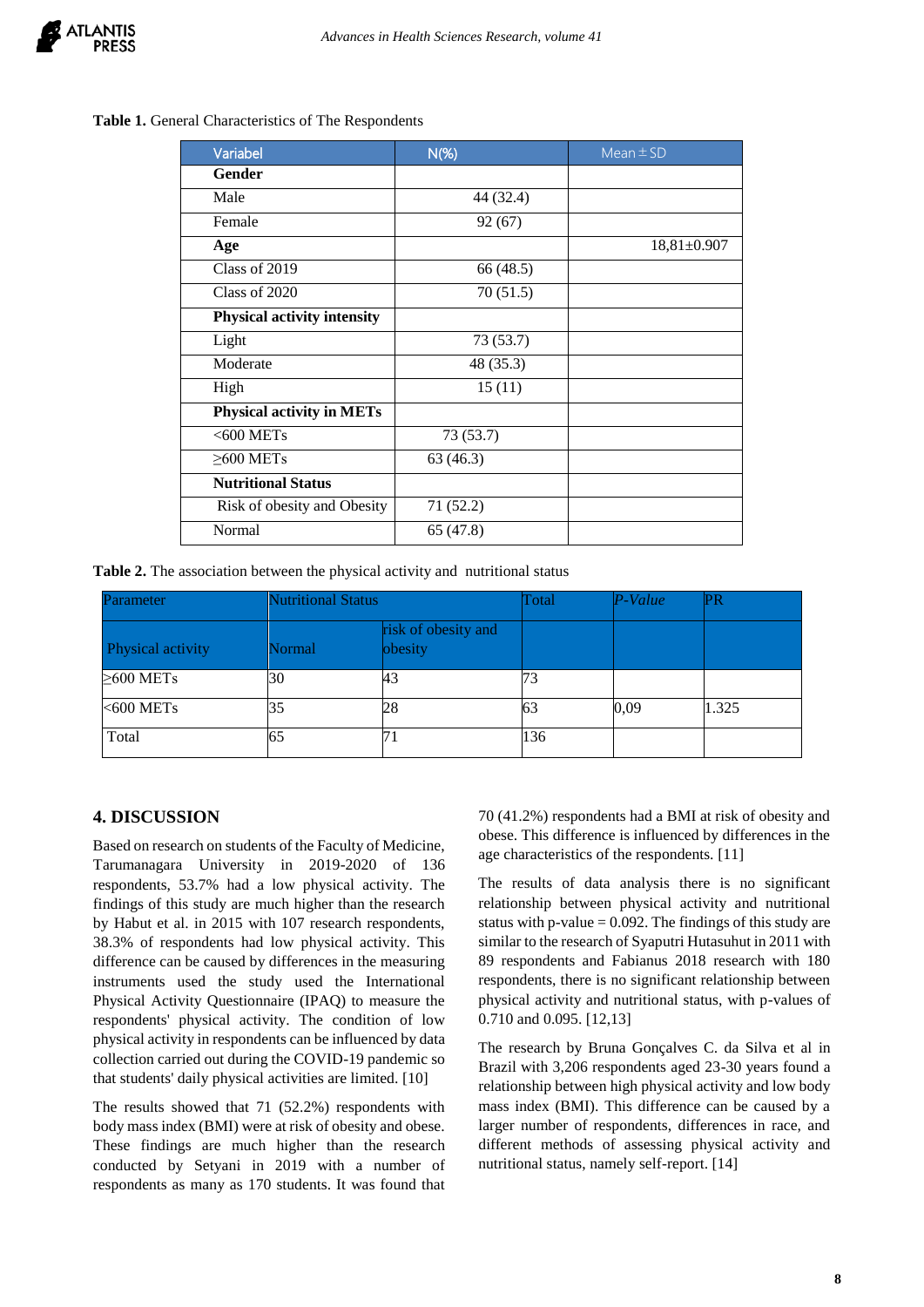**Table 1.** General Characteristics of The Respondents

| Variabel | N(%) | Mean ± SD |
|---|---|---|
| **Gender** | | |
| Male | 44 (32.4) | |
| Female | 92 (67) | |
| **Age** | | 18,81±0.907 |
| Class of 2019 | 66 (48.5) | |
| Class of 2020 | 70 (51.5) | |
| **Physical activity intensity** | | |
| Light | 73 (53.7) | |
| Moderate | 48 (35.3) | |
| High | 15 (11) | |
| **Physical activity in METs** | | |
| <600 METs | 73 (53.7) | |
| ≥600 METs | 63 (46.3) | |
| **Nutritional Status** | | |
| Risk of obesity and Obesity | 71 (52.2) | |
| Normal | 65 (47.8) | |

**Table 2.** The association between the physical activity and nutritional status

| Parameter | Nutritional Status | | Total | *P-Value* | PR |
|---|---|---|---|---|---|
| Physical activity | Normal | risk of obesity and obesity | | | |
| ≥600 METs | 30 | 43 | 73 | | |
| <600 METs | 35 | 28 | 63 | 0,09 | 1.325 |
| Total | 65 | 71 | 136 | | |

## 4. DISCUSSION

Based on research on students of the Faculty of Medicine, Tarumanagara University in 2019-2020 of 136 respondents, 53.7% had a low physical activity. The findings of this study are much higher than the research by Habut et al. in 2015 with 107 research respondents, 38.3% of respondents had low physical activity. This difference can be caused by differences in the measuring instruments used the study used the International Physical Activity Questionnaire (IPAQ) to measure the respondents' physical activity. The condition of low physical activity in respondents can be influenced by data collection carried out during the COVID-19 pandemic so that students' daily physical activities are limited. [10]

The results showed that 71 (52.2%) respondents with body mass index (BMI) were at risk of obesity and obese. These findings are much higher than the research conducted by Setyani in 2019 with a number of respondents as many as 170 students. It was found that 70 (41.2%) respondents had a BMI at risk of obesity and obese. This difference is influenced by differences in the age characteristics of the respondents. [11]

The results of data analysis there is no significant relationship between physical activity and nutritional status with p-value = 0.092. The findings of this study are similar to the research of Syaputri Hutasuhut in 2011 with 89 respondents and Fabianus 2018 research with 180 respondents, there is no significant relationship between physical activity and nutritional status, with p-values of 0.710 and 0.095. [12,13]

The research by Bruna Gonçalves C. da Silva et al in Brazil with 3,206 respondents aged 23-30 years found a relationship between high physical activity and low body mass index (BMI). This difference can be caused by a larger number of respondents, differences in race, and different methods of assessing physical activity and nutritional status, namely self-report. [14]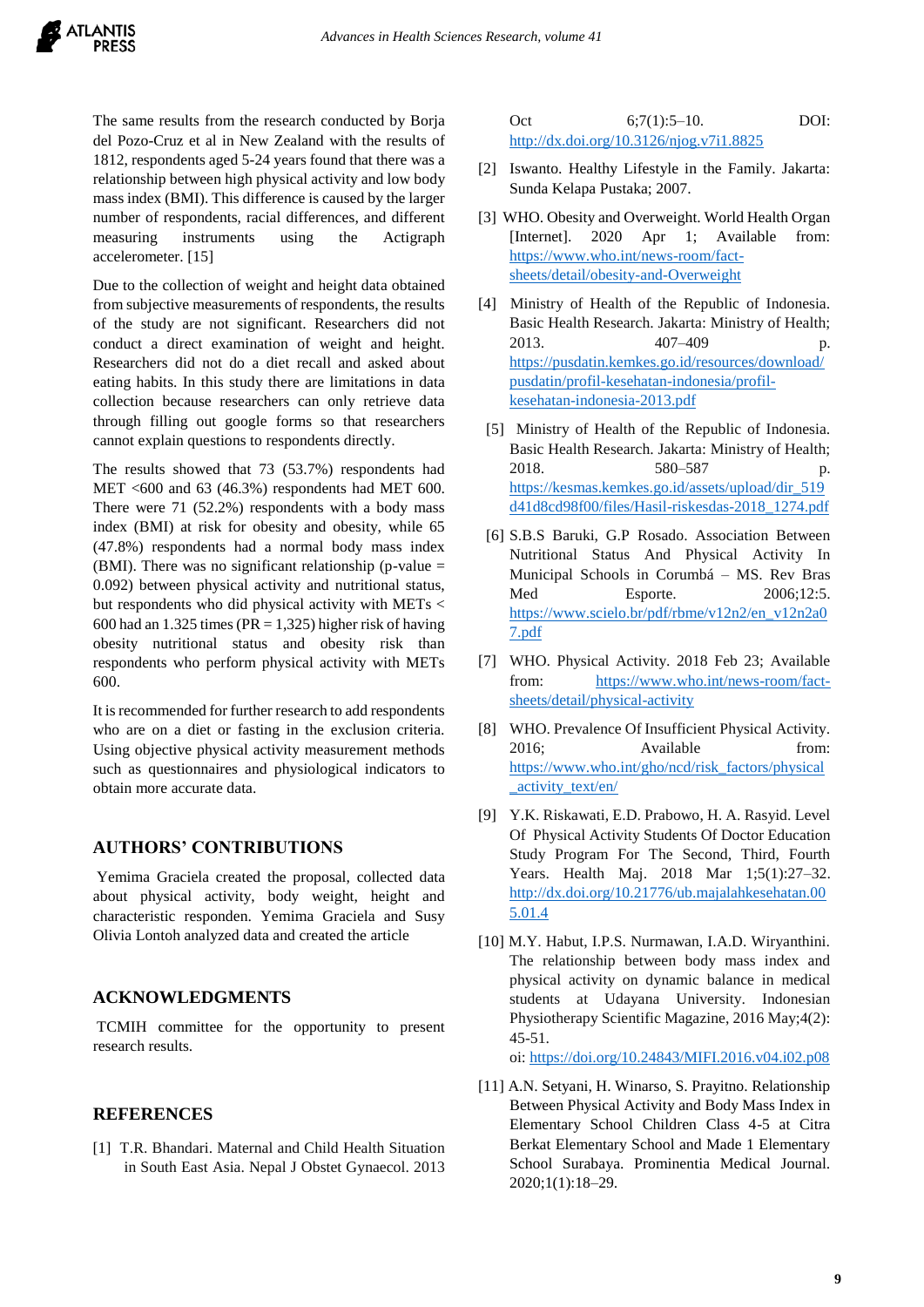The same results from the research conducted by Borja del Pozo-Cruz et al in New Zealand with the results of 1812, respondents aged 5-24 years found that there was a relationship between high physical activity and low body mass index (BMI). This difference is caused by the larger number of respondents, racial differences, and different measuring instruments using the Actigraph accelerometer. [15]

Due to the collection of weight and height data obtained from subjective measurements of respondents, the results of the study are not significant. Researchers did not conduct a direct examination of weight and height. Researchers did not do a diet recall and asked about eating habits. In this study there are limitations in data collection because researchers can only retrieve data through filling out google forms so that researchers cannot explain questions to respondents directly.

The results showed that 73 (53.7%) respondents had MET <600 and 63 (46.3%) respondents had MET 600. There were 71 (52.2%) respondents with a body mass index (BMI) at risk for obesity and obesity, while 65 (47.8%) respondents had a normal body mass index (BMI). There was no significant relationship (p-value = 0.092) between physical activity and nutritional status, but respondents who did physical activity with METs < 600 had an 1.325 times (PR = 1,325) higher risk of having obesity nutritional status and obesity risk than respondents who perform physical activity with METs 600.

It is recommended for further research to add respondents who are on a diet or fasting in the exclusion criteria. Using objective physical activity measurement methods such as questionnaires and physiological indicators to obtain more accurate data.

## AUTHORS' CONTRIBUTIONS

Yemima Graciela created the proposal, collected data about physical activity, body weight, height and characteristic responden. Yemima Graciela and Susy Olivia Lontoh analyzed data and created the article

## ACKNOWLEDGMENTS

TCMIH committee for the opportunity to present research results.

## REFERENCES

[1] T.R. Bhandari. Maternal and Child Health Situation in South East Asia. Nepal J Obstet Gynaecol. 2013 Oct 6;7(1):5–10. DOI: http://dx.doi.org/10.3126/njog.v7i1.8825

[2] Iswanto. Healthy Lifestyle in the Family. Jakarta: Sunda Kelapa Pustaka; 2007.

[3] WHO. Obesity and Overweight. World Health Organ [Internet]. 2020 Apr 1; Available from: https://www.who.int/news-room/fact-sheets/detail/obesity-and-Overweight

[4] Ministry of Health of the Republic of Indonesia. Basic Health Research. Jakarta: Ministry of Health; 2013. 407–409 p. https://pusdatin.kemkes.go.id/resources/download/pusdatin/profil-kesehatan-indonesia/profil-kesehatan-indonesia-2013.pdf

[5] Ministry of Health of the Republic of Indonesia. Basic Health Research. Jakarta: Ministry of Health; 2018. 580–587 p. https://kesmas.kemkes.go.id/assets/upload/dir_519d41d8cd98f00/files/Hasil-riskesdas-2018_1274.pdf

[6] S.B.S Baruki, G.P Rosado. Association Between Nutritional Status And Physical Activity In Municipal Schools in Corumbá – MS. Rev Bras Med Esporte. 2006;12:5. https://www.scielo.br/pdf/rbme/v12n2/en_v12n2a07.pdf

[7] WHO. Physical Activity. 2018 Feb 23; Available from: https://www.who.int/news-room/fact-sheets/detail/physical-activity

[8] WHO. Prevalence Of Insufficient Physical Activity. 2016; Available from: https://www.who.int/gho/ncd/risk_factors/physical_activity_text/en/

[9] Y.K. Riskawati, E.D. Prabowo, H. A. Rasyid. Level Of Physical Activity Students Of Doctor Education Study Program For The Second, Third, Fourth Years. Health Maj. 2018 Mar 1;5(1):27–32. http://dx.doi.org/10.21776/ub.majalahkesehatan.005.01.4

[10] M.Y. Habut, I.P.S. Nurmawan, I.A.D. Wiryanthini. The relationship between body mass index and physical activity on dynamic balance in medical students at Udayana University. Indonesian Physiotherapy Scientific Magazine, 2016 May;4(2): 45-51.
oi: https://doi.org/10.24843/MIFI.2016.v04.i02.p08

[11] A.N. Setyani, H. Winarso, S. Prayitno. Relationship Between Physical Activity and Body Mass Index in Elementary School Children Class 4-5 at Citra Berkat Elementary School and Made 1 Elementary School Surabaya. Prominentia Medical Journal. 2020;1(1):18–29.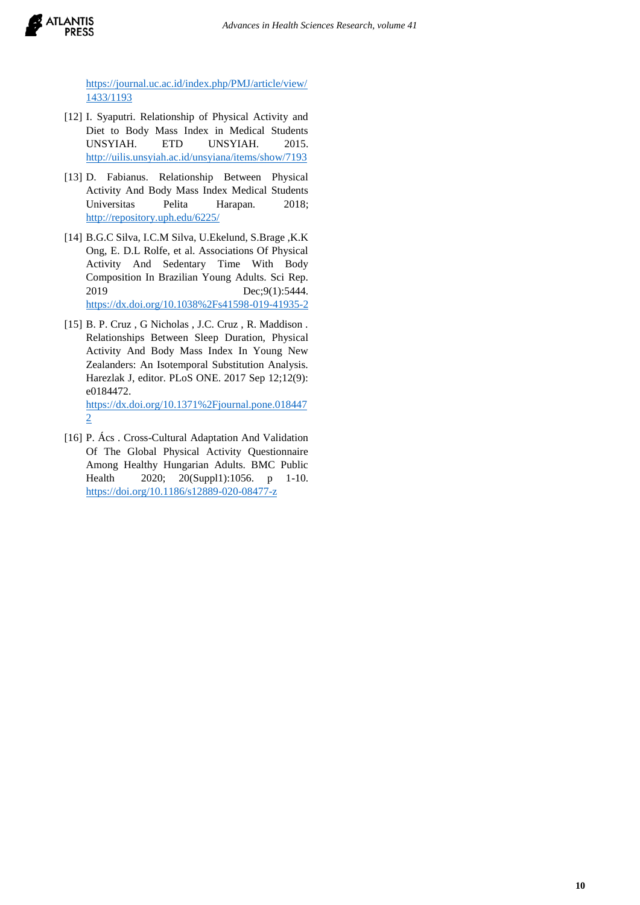https://journal.uc.ac.id/index.php/PMJ/article/view/1433/1193

[12] I. Syaputri. Relationship of Physical Activity and Diet to Body Mass Index in Medical Students UNSYIAH. ETD UNSYIAH. 2015. http://uilis.unsyiah.ac.id/unsyiana/items/show/7193

[13] D. Fabianus. Relationship Between Physical Activity And Body Mass Index Medical Students Universitas Pelita Harapan. 2018; http://repository.uph.edu/6225/

[14] B.G.C Silva, I.C.M Silva, U.Ekelund, S.Brage ,K.K Ong, E. D.L Rolfe, et al. Associations Of Physical Activity And Sedentary Time With Body Composition In Brazilian Young Adults. Sci Rep. 2019 Dec;9(1):5444. https://dx.doi.org/10.1038%2Fs41598-019-41935-2

[15] B. P. Cruz , G Nicholas , J.C. Cruz , R. Maddison . Relationships Between Sleep Duration, Physical Activity And Body Mass Index In Young New Zealanders: An Isotemporal Substitution Analysis. Harezlak J, editor. PLoS ONE. 2017 Sep 12;12(9): e0184472. https://dx.doi.org/10.1371%2Fjournal.pone.0184472

[16] P. Ács . Cross-Cultural Adaptation And Validation Of The Global Physical Activity Questionnaire Among Healthy Hungarian Adults. BMC Public Health 2020; 20(Suppl1):1056. p 1-10. https://doi.org/10.1186/s12889-020-08477-z